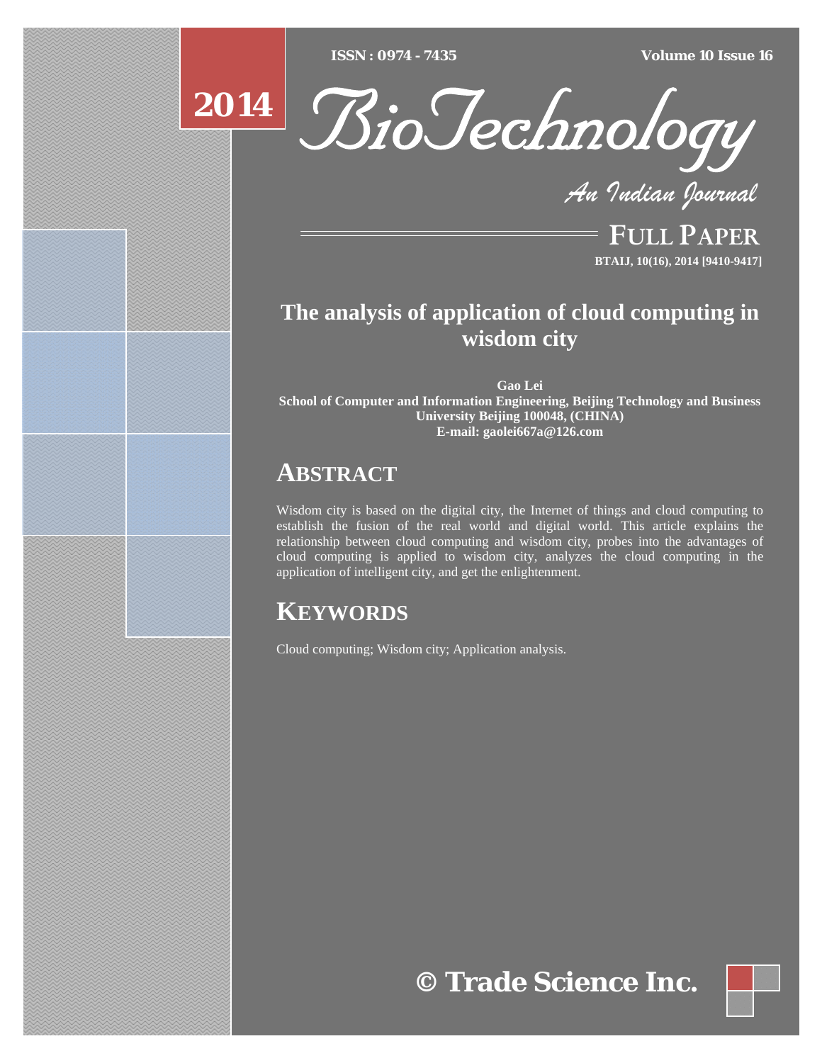# The analysis of application of cloud computing in wisdom city

**Gao Lei**

**School of Computer and Information Engineering, Beijing Technology and Business University Beijing 100048, (CHINA)**

**E-mail: gaolei667a@126.com**

## ABSTRACT

Wisdom city is based on the digital city, the Internet of things and cloud computing to establish the fusion of the real world and digital world. This article explains the relationship between cloud computing and wisdom city, probes into the advantages of cloud computing is applied to wisdom city, analyzes the cloud computing in the application of intelligent city, and get the enlightenment.

## KEYWORDS

Cloud computing; Wisdom city; Application analysis.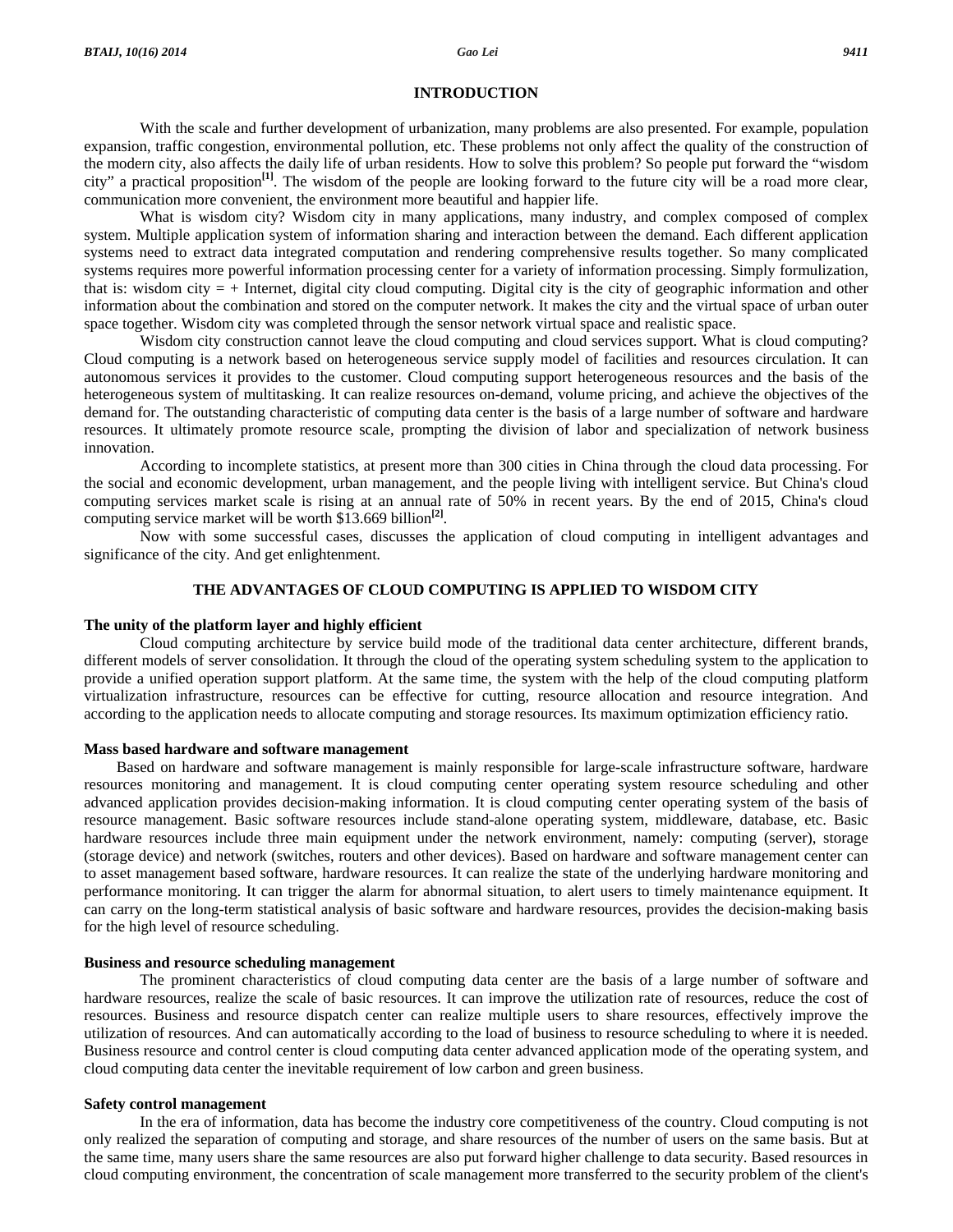## INTRODUCTION

With the scale and further development of urbanization, many problems are also presented. For example, population expansion, traffic congestion, environmental pollution, etc. These problems not only affect the quality of the construction of the modern city, also affects the daily life of urban residents. How to solve this problem? So people put forward the "wisdom city" a practical proposition[1]. The wisdom of the people are looking forward to the future city will be a road more clear, communication more convenient, the environment more beautiful and happier life.

What is wisdom city? Wisdom city in many applications, many industry, and complex composed of complex system. Multiple application system of information sharing and interaction between the demand. Each different application systems need to extract data integrated computation and rendering comprehensive results together. So many complicated systems requires more powerful information processing center for a variety of information processing. Simply formulization, that is: wisdom city = + Internet, digital city cloud computing. Digital city is the city of geographic information and other information about the combination and stored on the computer network. It makes the city and the virtual space of urban outer space together. Wisdom city was completed through the sensor network virtual space and realistic space.

Wisdom city construction cannot leave the cloud computing and cloud services support. What is cloud computing? Cloud computing is a network based on heterogeneous service supply model of facilities and resources circulation. It can autonomous services it provides to the customer. Cloud computing support heterogeneous resources and the basis of the heterogeneous system of multitasking. It can realize resources on-demand, volume pricing, and achieve the objectives of the demand for. The outstanding characteristic of computing data center is the basis of a large number of software and hardware resources. It ultimately promote resource scale, prompting the division of labor and specialization of network business innovation.

According to incomplete statistics, at present more than 300 cities in China through the cloud data processing. For the social and economic development, urban management, and the people living with intelligent service. But China's cloud computing services market scale is rising at an annual rate of 50% in recent years. By the end of 2015, China's cloud computing service market will be worth $13.669 billion[2].

Now with some successful cases, discusses the application of cloud computing in intelligent advantages and significance of the city. And get enlightenment.

## THE ADVANTAGES OF CLOUD COMPUTING IS APPLIED TO WISDOM CITY

### The unity of the platform layer and highly efficient

Cloud computing architecture by service build mode of the traditional data center architecture, different brands, different models of server consolidation. It through the cloud of the operating system scheduling system to the application to provide a unified operation support platform. At the same time, the system with the help of the cloud computing platform virtualization infrastructure, resources can be effective for cutting, resource allocation and resource integration. And according to the application needs to allocate computing and storage resources. Its maximum optimization efficiency ratio.

### Mass based hardware and software management

Based on hardware and software management is mainly responsible for large-scale infrastructure software, hardware resources monitoring and management. It is cloud computing center operating system resource scheduling and other advanced application provides decision-making information. It is cloud computing center operating system of the basis of resource management. Basic software resources include stand-alone operating system, middleware, database, etc. Basic hardware resources include three main equipment under the network environment, namely: computing (server), storage (storage device) and network (switches, routers and other devices). Based on hardware and software management center can to asset management based software, hardware resources. It can realize the state of the underlying hardware monitoring and performance monitoring. It can trigger the alarm for abnormal situation, to alert users to timely maintenance equipment. It can carry on the long-term statistical analysis of basic software and hardware resources, provides the decision-making basis for the high level of resource scheduling.

### Business and resource scheduling management

The prominent characteristics of cloud computing data center are the basis of a large number of software and hardware resources, realize the scale of basic resources. It can improve the utilization rate of resources, reduce the cost of resources. Business and resource dispatch center can realize multiple users to share resources, effectively improve the utilization of resources. And can automatically according to the load of business to resource scheduling to where it is needed. Business resource and control center is cloud computing data center advanced application mode of the operating system, and cloud computing data center the inevitable requirement of low carbon and green business.

### Safety control management

In the era of information, data has become the industry core competitiveness of the country. Cloud computing is not only realized the separation of computing and storage, and share resources of the number of users on the same basis. But at the same time, many users share the same resources are also put forward higher challenge to data security. Based resources in cloud computing environment, the concentration of scale management more transferred to the security problem of the client's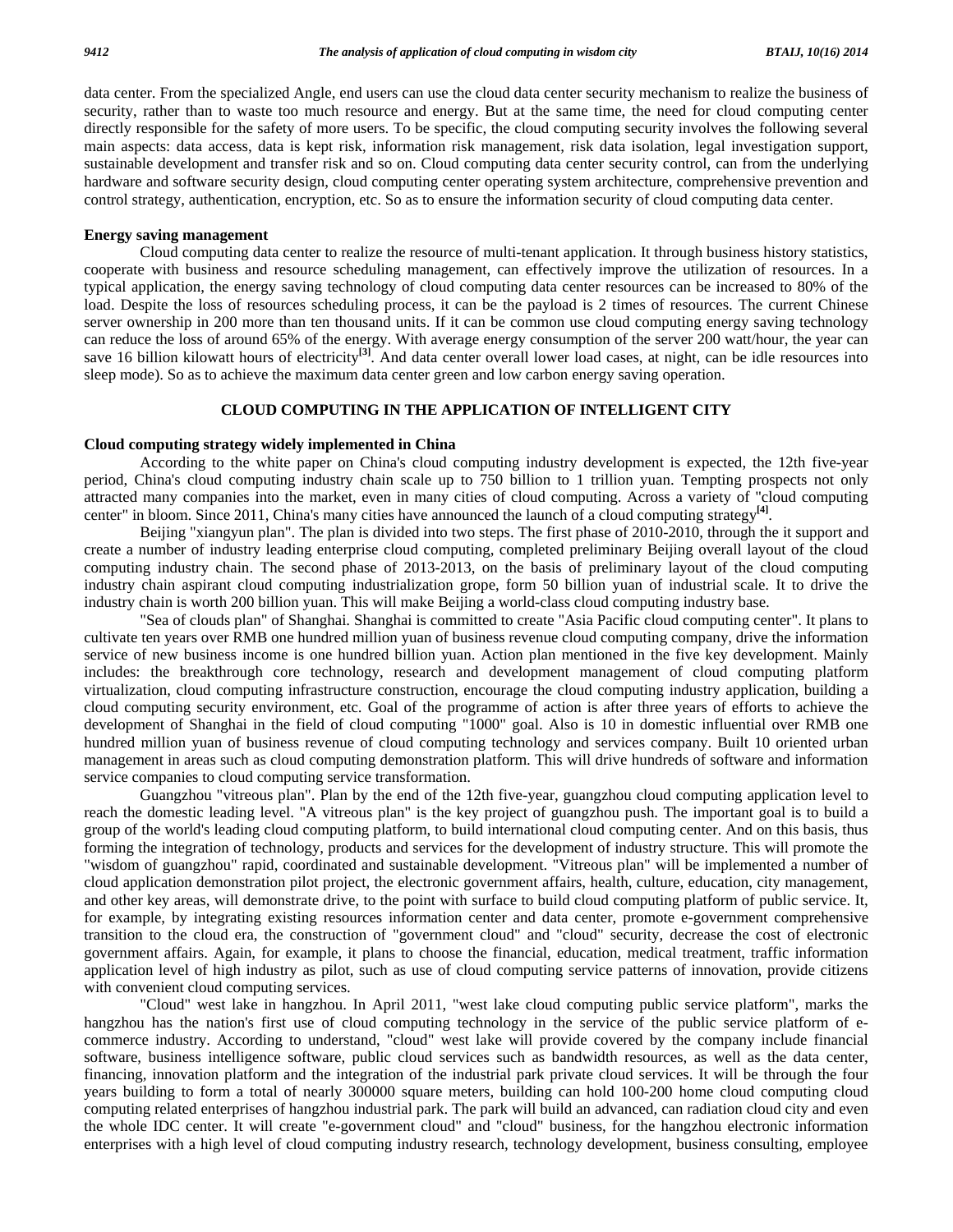data center. From the specialized Angle, end users can use the cloud data center security mechanism to realize the business of security, rather than to waste too much resource and energy. But at the same time, the need for cloud computing center directly responsible for the safety of more users. To be specific, the cloud computing security involves the following several main aspects: data access, data is kept risk, information risk management, risk data isolation, legal investigation support, sustainable development and transfer risk and so on. Cloud computing data center security control, can from the underlying hardware and software security design, cloud computing center operating system architecture, comprehensive prevention and control strategy, authentication, encryption, etc. So as to ensure the information security of cloud computing data center.

### Energy saving management

Cloud computing data center to realize the resource of multi-tenant application. It through business history statistics, cooperate with business and resource scheduling management, can effectively improve the utilization of resources. In a typical application, the energy saving technology of cloud computing data center resources can be increased to 80% of the load. Despite the loss of resources scheduling process, it can be the payload is 2 times of resources. The current Chinese server ownership in 200 more than ten thousand units. If it can be common use cloud computing energy saving technology can reduce the loss of around 65% of the energy. With average energy consumption of the server 200 watt/hour, the year can save 16 billion kilowatt hours of electricity[3]. And data center overall lower load cases, at night, can be idle resources into sleep mode). So as to achieve the maximum data center green and low carbon energy saving operation.

## CLOUD COMPUTING IN THE APPLICATION OF INTELLIGENT CITY

### Cloud computing strategy widely implemented in China

According to the white paper on China's cloud computing industry development is expected, the 12th five-year period, China's cloud computing industry chain scale up to 750 billion to 1 trillion yuan. Tempting prospects not only attracted many companies into the market, even in many cities of cloud computing. Across a variety of "cloud computing center" in bloom. Since 2011, China's many cities have announced the launch of a cloud computing strategy[4].

Beijing "xiangyun plan". The plan is divided into two steps. The first phase of 2010-2010, through the it support and create a number of industry leading enterprise cloud computing, completed preliminary Beijing overall layout of the cloud computing industry chain. The second phase of 2013-2013, on the basis of preliminary layout of the cloud computing industry chain aspirant cloud computing industrialization grope, form 50 billion yuan of industrial scale. It to drive the industry chain is worth 200 billion yuan. This will make Beijing a world-class cloud computing industry base.

"Sea of clouds plan" of Shanghai. Shanghai is committed to create "Asia Pacific cloud computing center". It plans to cultivate ten years over RMB one hundred million yuan of business revenue cloud computing company, drive the information service of new business income is one hundred billion yuan. Action plan mentioned in the five key development. Mainly includes: the breakthrough core technology, research and development management of cloud computing platform virtualization, cloud computing infrastructure construction, encourage the cloud computing industry application, building a cloud computing security environment, etc. Goal of the programme of action is after three years of efforts to achieve the development of Shanghai in the field of cloud computing "1000" goal. Also is 10 in domestic influential over RMB one hundred million yuan of business revenue of cloud computing technology and services company. Built 10 oriented urban management in areas such as cloud computing demonstration platform. This will drive hundreds of software and information service companies to cloud computing service transformation.

Guangzhou "vitreous plan". Plan by the end of the 12th five-year, guangzhou cloud computing application level to reach the domestic leading level. "A vitreous plan" is the key project of guangzhou push. The important goal is to build a group of the world's leading cloud computing platform, to build international cloud computing center. And on this basis, thus forming the integration of technology, products and services for the development of industry structure. This will promote the "wisdom of guangzhou" rapid, coordinated and sustainable development. "Vitreous plan" will be implemented a number of cloud application demonstration pilot project, the electronic government affairs, health, culture, education, city management, and other key areas, will demonstrate drive, to the point with surface to build cloud computing platform of public service. It, for example, by integrating existing resources information center and data center, promote e-government comprehensive transition to the cloud era, the construction of "government cloud" and "cloud" security, decrease the cost of electronic government affairs. Again, for example, it plans to choose the financial, education, medical treatment, traffic information application level of high industry as pilot, such as use of cloud computing service patterns of innovation, provide citizens with convenient cloud computing services.

"Cloud" west lake in hangzhou. In April 2011, "west lake cloud computing public service platform", marks the hangzhou has the nation's first use of cloud computing technology in the service of the public service platform of e-commerce industry. According to understand, "cloud" west lake will provide covered by the company include financial software, business intelligence software, public cloud services such as bandwidth resources, as well as the data center, financing, innovation platform and the integration of the industrial park private cloud services. It will be through the four years building to form a total of nearly 300000 square meters, building can hold 100-200 home cloud computing cloud computing related enterprises of hangzhou industrial park. The park will build an advanced, can radiation cloud city and even the whole IDC center. It will create "e-government cloud" and "cloud" business, for the hangzhou electronic information enterprises with a high level of cloud computing industry research, technology development, business consulting, employee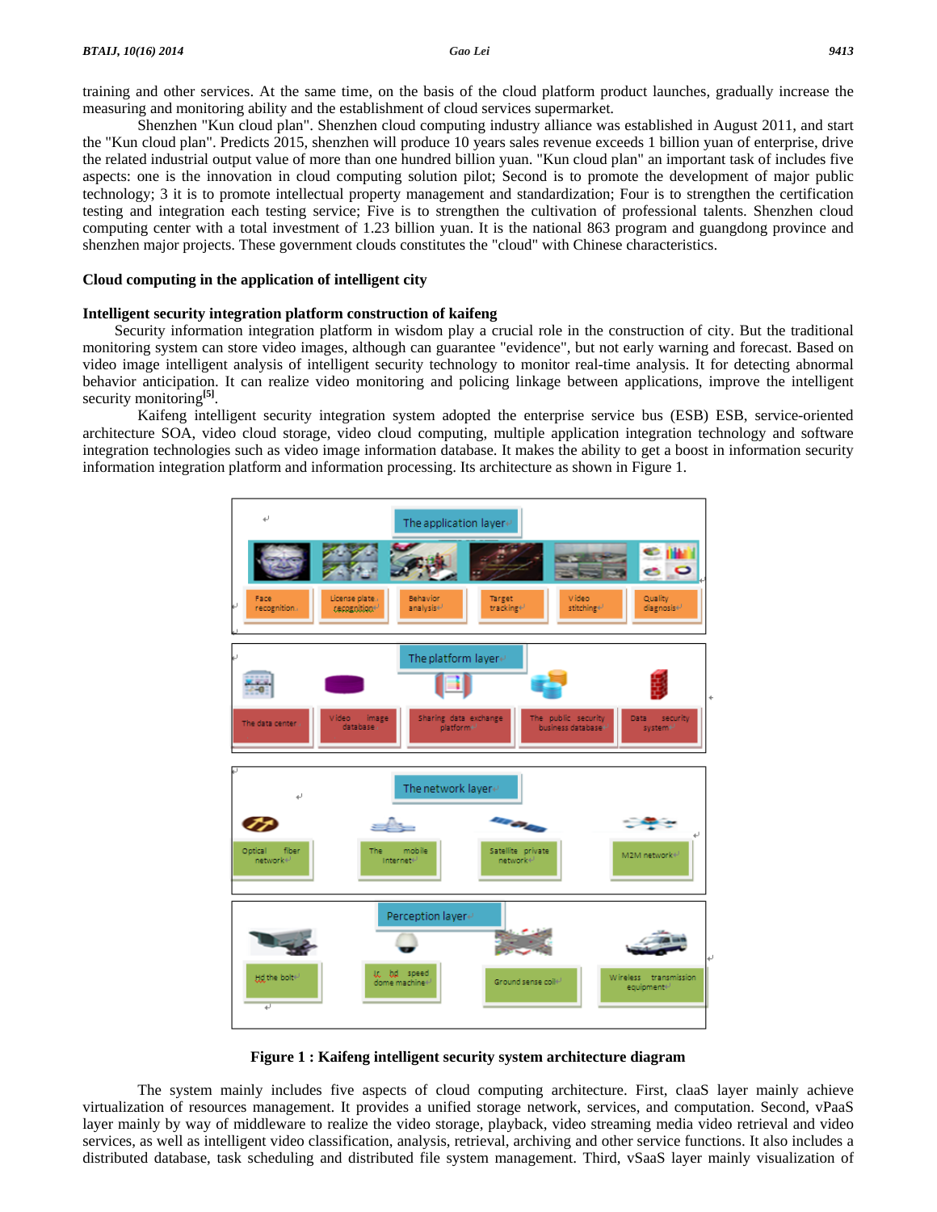training and other services. At the same time, on the basis of the cloud platform product launches, gradually increase the measuring and monitoring ability and the establishment of cloud services supermarket.

Shenzhen "Kun cloud plan". Shenzhen cloud computing industry alliance was established in August 2011, and start the "Kun cloud plan". Predicts 2015, shenzhen will produce 10 years sales revenue exceeds 1 billion yuan of enterprise, drive the related industrial output value of more than one hundred billion yuan. "Kun cloud plan" an important task of includes five aspects: one is the innovation in cloud computing solution pilot; Second is to promote the development of major public technology; 3 it is to promote intellectual property management and standardization; Four is to strengthen the certification testing and integration each testing service; Five is to strengthen the cultivation of professional talents. Shenzhen cloud computing center with a total investment of 1.23 billion yuan. It is the national 863 program and guangdong province and shenzhen major projects. These government clouds constitutes the "cloud" with Chinese characteristics.

## Cloud computing in the application of intelligent city

### Intelligent security integration platform construction of kaifeng

Security information integration platform in wisdom play a crucial role in the construction of city. But the traditional monitoring system can store video images, although can guarantee "evidence", but not early warning and forecast. Based on video image intelligent analysis of intelligent security technology to monitor real-time analysis. It for detecting abnormal behavior anticipation. It can realize video monitoring and policing linkage between applications, improve the intelligent security monitoring[5].

Kaifeng intelligent security integration system adopted the enterprise service bus (ESB) ESB, service-oriented architecture SOA, video cloud storage, video cloud computing, multiple application integration technology and software integration technologies such as video image information database. It makes the ability to get a boost in information security information integration platform and information processing. Its architecture as shown in Figure 1.

The application layer: Face recognition; License plate recognition; Behavior analysis; Target tracking; Video stitching; Quality diagnosis

The platform layer: The data center; Video image database; Sharing data exchange platform; The public security business database; Data security system

The network layer: Optical fiber network; The mobile Internet; Satellite private network; M2M network

Perception layer: Hd the bolt; Hd speed dome machine; Ground sense coil; Wireless transmission equipment

**Figure 1 : Kaifeng intelligent security system architecture diagram**

The system mainly includes five aspects of cloud computing architecture. First, claaS layer mainly achieve virtualization of resources management. It provides a unified storage network, services, and computation. Second, vPaaS layer mainly by way of middleware to realize the video storage, playback, video streaming media video retrieval and video services, as well as intelligent video classification, analysis, retrieval, archiving and other service functions. It also includes a distributed database, task scheduling and distributed file system management. Third, vSaaS layer mainly visualization of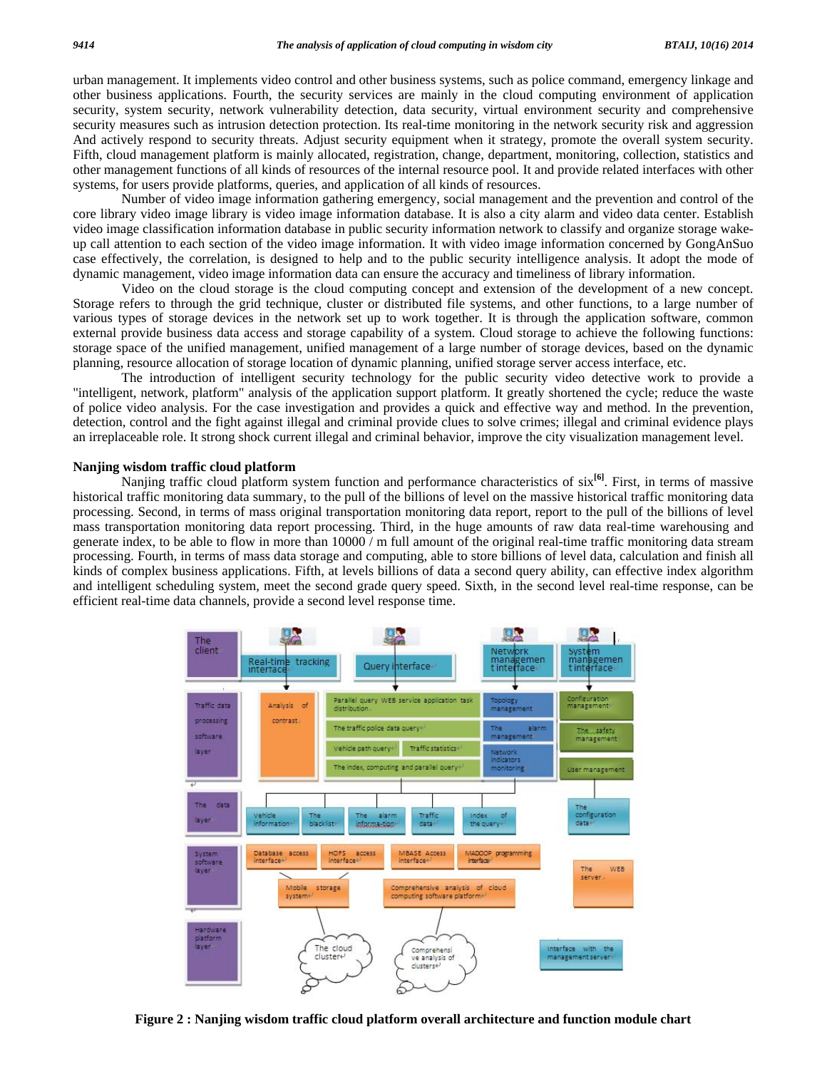urban management. It implements video control and other business systems, such as police command, emergency linkage and other business applications. Fourth, the security services are mainly in the cloud computing environment of application security, system security, network vulnerability detection, data security, virtual environment security and comprehensive security measures such as intrusion detection protection. Its real-time monitoring in the network security risk and aggression And actively respond to security threats. Adjust security equipment when it strategy, promote the overall system security. Fifth, cloud management platform is mainly allocated, registration, change, department, monitoring, collection, statistics and other management functions of all kinds of resources of the internal resource pool. It and provide related interfaces with other systems, for users provide platforms, queries, and application of all kinds of resources.

Number of video image information gathering emergency, social management and the prevention and control of the core library video image library is video image information database. It is also a city alarm and video data center. Establish video image classification information database in public security information network to classify and organize storage wake-up call attention to each section of the video image information. It with video image information concerned by GongAnSuo case effectively, the correlation, is designed to help and to the public security intelligence analysis. It adopt the mode of dynamic management, video image information data can ensure the accuracy and timeliness of library information.

Video on the cloud storage is the cloud computing concept and extension of the development of a new concept. Storage refers to through the grid technique, cluster or distributed file systems, and other functions, to a large number of various types of storage devices in the network set up to work together. It is through the application software, common external provide business data access and storage capability of a system. Cloud storage to achieve the following functions: storage space of the unified management, unified management of a large number of storage devices, based on the dynamic planning, resource allocation of storage location of dynamic planning, unified storage server access interface, etc.

The introduction of intelligent security technology for the public security video detective work to provide a "intelligent, network, platform" analysis of the application support platform. It greatly shortened the cycle; reduce the waste of police video analysis. For the case investigation and provides a quick and effective way and method. In the prevention, detection, control and the fight against illegal and criminal provide clues to solve crimes; illegal and criminal evidence plays an irreplaceable role. It strong shock current illegal and criminal behavior, improve the city visualization management level.

**Nanjing wisdom traffic cloud platform**

Nanjing traffic cloud platform system function and performance characteristics of six[6]. First, in terms of massive historical traffic monitoring data summary, to the pull of the billions of level on the massive historical traffic monitoring data processing. Second, in terms of mass original transportation monitoring data report, report to the pull of the billions of level mass transportation monitoring data report processing. Third, in the huge amounts of raw data real-time warehousing and generate index, to be able to flow in more than 10000 / m full amount of the original real-time traffic monitoring data stream processing. Fourth, in terms of mass data storage and computing, able to store billions of level data, calculation and finish all kinds of complex business applications. Fifth, at levels billions of data a second query ability, can effective index algorithm and intelligent scheduling system, meet the second grade query speed. Sixth, in the second level real-time response, can be efficient real-time data channels, provide a second level response time.

**Figure 2 : Nanjing wisdom traffic cloud platform overall architecture and function module chart**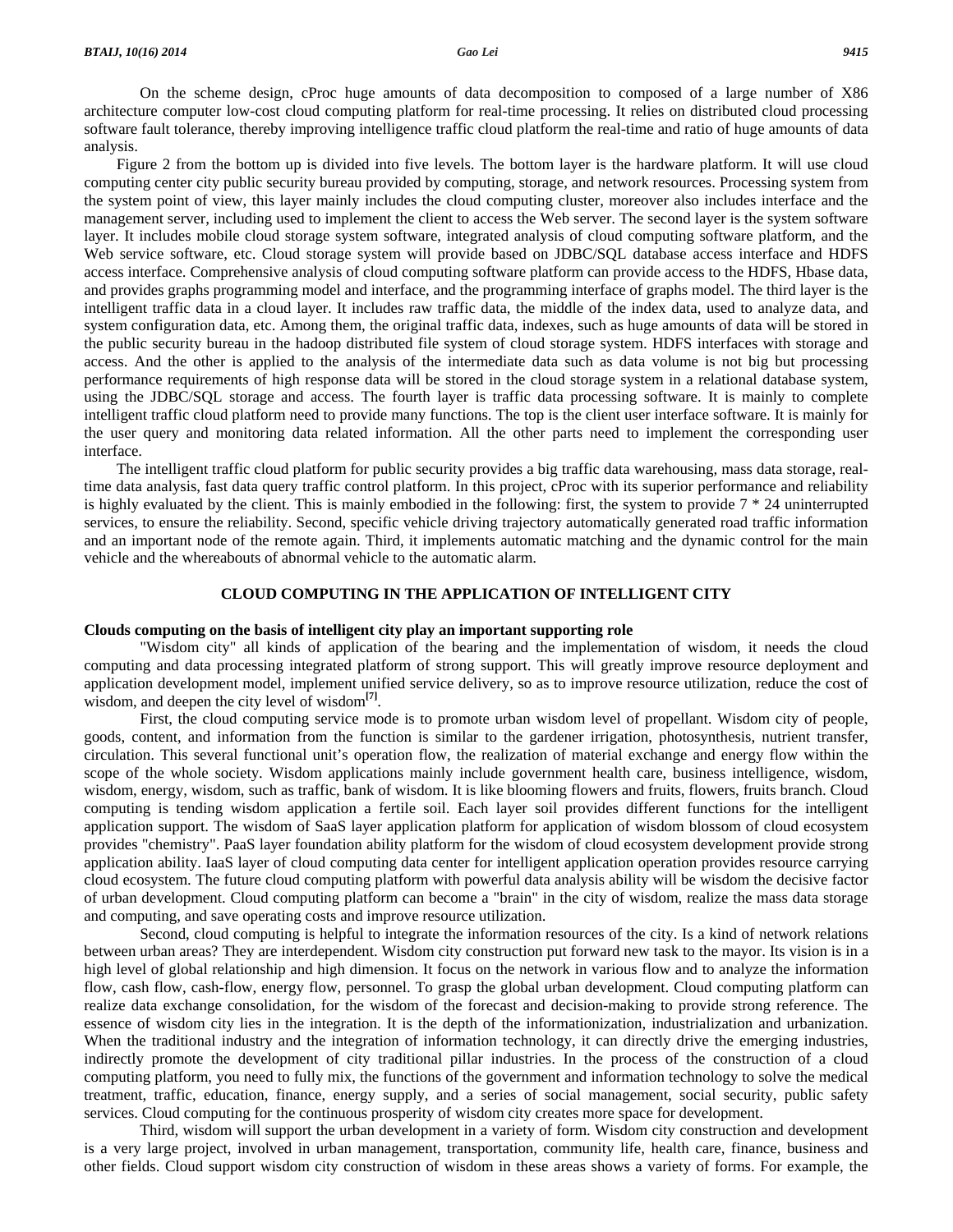On the scheme design, cProc huge amounts of data decomposition to composed of a large number of X86 architecture computer low-cost cloud computing platform for real-time processing. It relies on distributed cloud processing software fault tolerance, thereby improving intelligence traffic cloud platform the real-time and ratio of huge amounts of data analysis.

Figure 2 from the bottom up is divided into five levels. The bottom layer is the hardware platform. It will use cloud computing center city public security bureau provided by computing, storage, and network resources. Processing system from the system point of view, this layer mainly includes the cloud computing cluster, moreover also includes interface and the management server, including used to implement the client to access the Web server. The second layer is the system software layer. It includes mobile cloud storage system software, integrated analysis of cloud computing software platform, and the Web service software, etc. Cloud storage system will provide based on JDBC/SQL database access interface and HDFS access interface. Comprehensive analysis of cloud computing software platform can provide access to the HDFS, Hbase data, and provides graphs programming model and interface, and the programming interface of graphs model. The third layer is the intelligent traffic data in a cloud layer. It includes raw traffic data, the middle of the index data, used to analyze data, and system configuration data, etc. Among them, the original traffic data, indexes, such as huge amounts of data will be stored in the public security bureau in the hadoop distributed file system of cloud storage system. HDFS interfaces with storage and access. And the other is applied to the analysis of the intermediate data such as data volume is not big but processing performance requirements of high response data will be stored in the cloud storage system in a relational database system, using the JDBC/SQL storage and access. The fourth layer is traffic data processing software. It is mainly to complete intelligent traffic cloud platform need to provide many functions. The top is the client user interface software. It is mainly for the user query and monitoring data related information. All the other parts need to implement the corresponding user interface.

The intelligent traffic cloud platform for public security provides a big traffic data warehousing, mass data storage, real-time data analysis, fast data query traffic control platform. In this project, cProc with its superior performance and reliability is highly evaluated by the client. This is mainly embodied in the following: first, the system to provide 7 * 24 uninterrupted services, to ensure the reliability. Second, specific vehicle driving trajectory automatically generated road traffic information and an important node of the remote again. Third, it implements automatic matching and the dynamic control for the main vehicle and the whereabouts of abnormal vehicle to the automatic alarm.

## CLOUD COMPUTING IN THE APPLICATION OF INTELLIGENT CITY

### Clouds computing on the basis of intelligent city play an important supporting role

"Wisdom city" all kinds of application of the bearing and the implementation of wisdom, it needs the cloud computing and data processing integrated platform of strong support. This will greatly improve resource deployment and application development model, implement unified service delivery, so as to improve resource utilization, reduce the cost of wisdom, and deepen the city level of wisdom[7].

First, the cloud computing service mode is to promote urban wisdom level of propellant. Wisdom city of people, goods, content, and information from the function is similar to the gardener irrigation, photosynthesis, nutrient transfer, circulation. This several functional unit's operation flow, the realization of material exchange and energy flow within the scope of the whole society. Wisdom applications mainly include government health care, business intelligence, wisdom, wisdom, energy, wisdom, such as traffic, bank of wisdom. It is like blooming flowers and fruits, flowers, fruits branch. Cloud computing is tending wisdom application a fertile soil. Each layer soil provides different functions for the intelligent application support. The wisdom of SaaS layer application platform for application of wisdom blossom of cloud ecosystem provides "chemistry". PaaS layer foundation ability platform for the wisdom of cloud ecosystem development provide strong application ability. IaaS layer of cloud computing data center for intelligent application operation provides resource carrying cloud ecosystem. The future cloud computing platform with powerful data analysis ability will be wisdom the decisive factor of urban development. Cloud computing platform can become a "brain" in the city of wisdom, realize the mass data storage and computing, and save operating costs and improve resource utilization.

Second, cloud computing is helpful to integrate the information resources of the city. Is a kind of network relations between urban areas? They are interdependent. Wisdom city construction put forward new task to the mayor. Its vision is in a high level of global relationship and high dimension. It focus on the network in various flow and to analyze the information flow, cash flow, cash-flow, energy flow, personnel. To grasp the global urban development. Cloud computing platform can realize data exchange consolidation, for the wisdom of the forecast and decision-making to provide strong reference. The essence of wisdom city lies in the integration. It is the depth of the informationization, industrialization and urbanization. When the traditional industry and the integration of information technology, it can directly drive the emerging industries, indirectly promote the development of city traditional pillar industries. In the process of the construction of a cloud computing platform, you need to fully mix, the functions of the government and information technology to solve the medical treatment, traffic, education, finance, energy supply, and a series of social management, social security, public safety services. Cloud computing for the continuous prosperity of wisdom city creates more space for development.

Third, wisdom will support the urban development in a variety of form. Wisdom city construction and development is a very large project, involved in urban management, transportation, community life, health care, finance, business and other fields. Cloud support wisdom city construction of wisdom in these areas shows a variety of forms. For example, the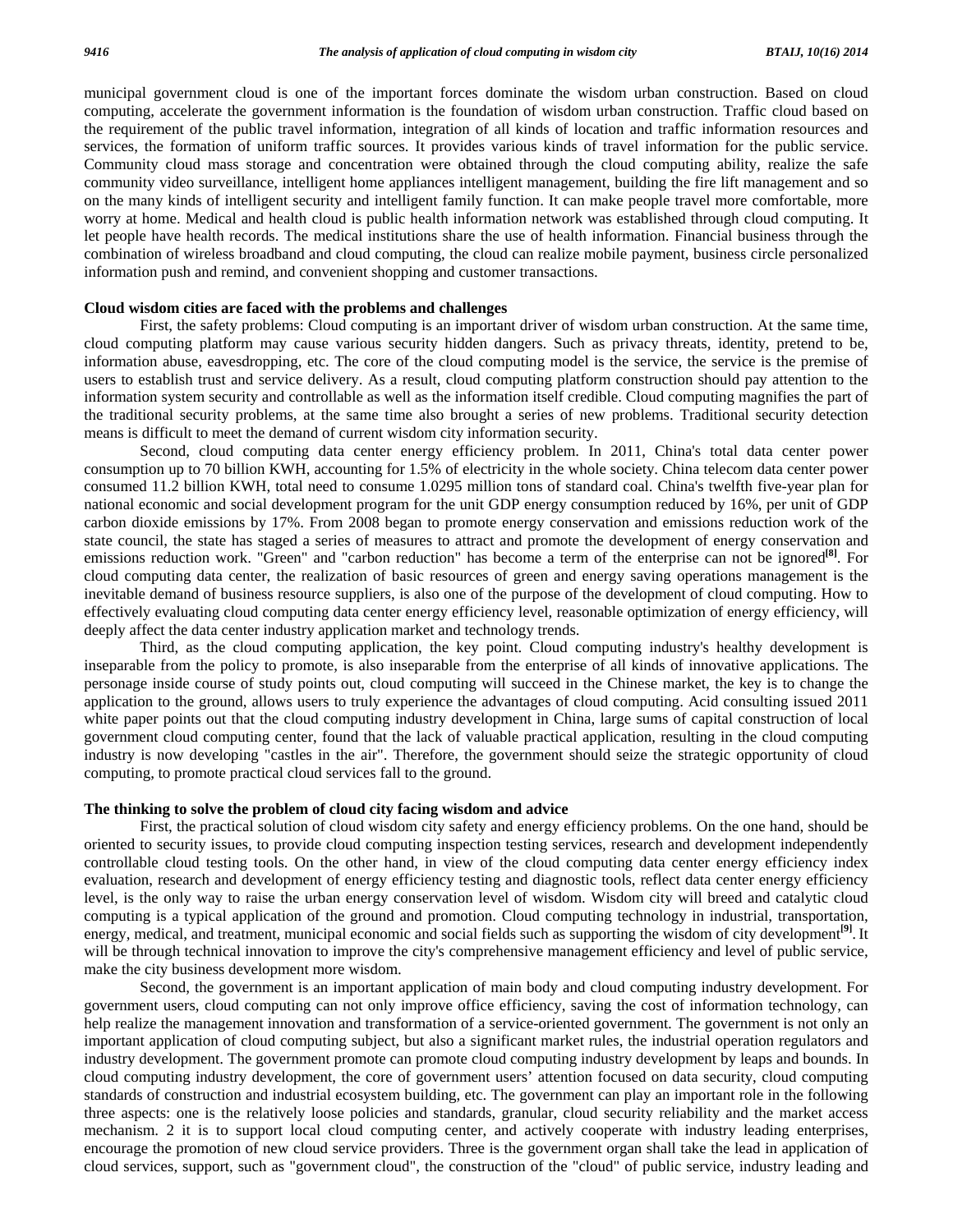municipal government cloud is one of the important forces dominate the wisdom urban construction. Based on cloud computing, accelerate the government information is the foundation of wisdom urban construction. Traffic cloud based on the requirement of the public travel information, integration of all kinds of location and traffic information resources and services, the formation of uniform traffic sources. It provides various kinds of travel information for the public service. Community cloud mass storage and concentration were obtained through the cloud computing ability, realize the safe community video surveillance, intelligent home appliances intelligent management, building the fire lift management and so on the many kinds of intelligent security and intelligent family function. It can make people travel more comfortable, more worry at home. Medical and health cloud is public health information network was established through cloud computing. It let people have health records. The medical institutions share the use of health information. Financial business through the combination of wireless broadband and cloud computing, the cloud can realize mobile payment, business circle personalized information push and remind, and convenient shopping and customer transactions.

### Cloud wisdom cities are faced with the problems and challenges

First, the safety problems: Cloud computing is an important driver of wisdom urban construction. At the same time, cloud computing platform may cause various security hidden dangers. Such as privacy threats, identity, pretend to be, information abuse, eavesdropping, etc. The core of the cloud computing model is the service, the service is the premise of users to establish trust and service delivery. As a result, cloud computing platform construction should pay attention to the information system security and controllable as well as the information itself credible. Cloud computing magnifies the part of the traditional security problems, at the same time also brought a series of new problems. Traditional security detection means is difficult to meet the demand of current wisdom city information security.

Second, cloud computing data center energy efficiency problem. In 2011, China's total data center power consumption up to 70 billion KWH, accounting for 1.5% of electricity in the whole society. China telecom data center power consumed 11.2 billion KWH, total need to consume 1.0295 million tons of standard coal. China's twelfth five-year plan for national economic and social development program for the unit GDP energy consumption reduced by 16%, per unit of GDP carbon dioxide emissions by 17%. From 2008 began to promote energy conservation and emissions reduction work of the state council, the state has staged a series of measures to attract and promote the development of energy conservation and emissions reduction work. "Green" and "carbon reduction" has become a term of the enterprise can not be ignored[8]. For cloud computing data center, the realization of basic resources of green and energy saving operations management is the inevitable demand of business resource suppliers, is also one of the purpose of the development of cloud computing. How to effectively evaluating cloud computing data center energy efficiency level, reasonable optimization of energy efficiency, will deeply affect the data center industry application market and technology trends.

Third, as the cloud computing application, the key point. Cloud computing industry's healthy development is inseparable from the policy to promote, is also inseparable from the enterprise of all kinds of innovative applications. The personage inside course of study points out, cloud computing will succeed in the Chinese market, the key is to change the application to the ground, allows users to truly experience the advantages of cloud computing. Acid consulting issued 2011 white paper points out that the cloud computing industry development in China, large sums of capital construction of local government cloud computing center, found that the lack of valuable practical application, resulting in the cloud computing industry is now developing "castles in the air". Therefore, the government should seize the strategic opportunity of cloud computing, to promote practical cloud services fall to the ground.

### The thinking to solve the problem of cloud city facing wisdom and advice

First, the practical solution of cloud wisdom city safety and energy efficiency problems. On the one hand, should be oriented to security issues, to provide cloud computing inspection testing services, research and development independently controllable cloud testing tools. On the other hand, in view of the cloud computing data center energy efficiency index evaluation, research and development of energy efficiency testing and diagnostic tools, reflect data center energy efficiency level, is the only way to raise the urban energy conservation level of wisdom. Wisdom city will breed and catalytic cloud computing is a typical application of the ground and promotion. Cloud computing technology in industrial, transportation, energy, medical, and treatment, municipal economic and social fields such as supporting the wisdom of city development[9]. It will be through technical innovation to improve the city's comprehensive management efficiency and level of public service, make the city business development more wisdom.

Second, the government is an important application of main body and cloud computing industry development. For government users, cloud computing can not only improve office efficiency, saving the cost of information technology, can help realize the management innovation and transformation of a service-oriented government. The government is not only an important application of cloud computing subject, but also a significant market rules, the industrial operation regulators and industry development. The government promote can promote cloud computing industry development by leaps and bounds. In cloud computing industry development, the core of government users' attention focused on data security, cloud computing standards of construction and industrial ecosystem building, etc. The government can play an important role in the following three aspects: one is the relatively loose policies and standards, granular, cloud security reliability and the market access mechanism. 2 it is to support local cloud computing center, and actively cooperate with industry leading enterprises, encourage the promotion of new cloud service providers. Three is the government organ shall take the lead in application of cloud services, support, such as "government cloud", the construction of the "cloud" of public service, industry leading and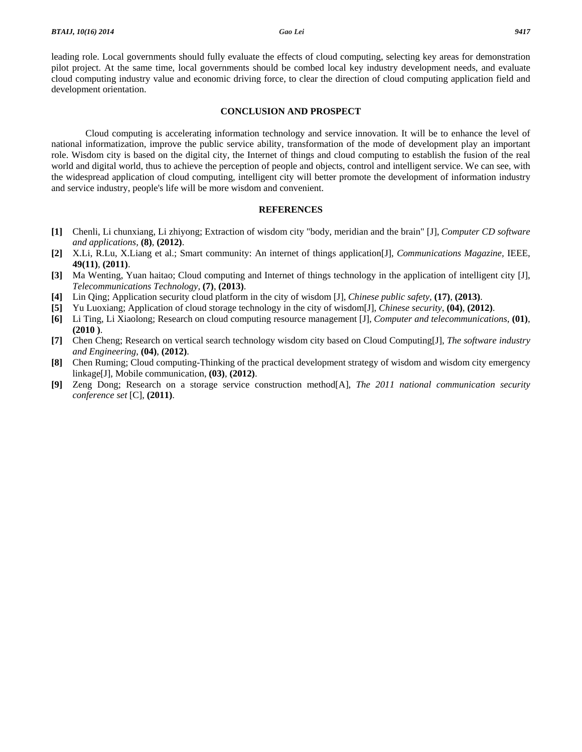leading role. Local governments should fully evaluate the effects of cloud computing, selecting key areas for demonstration pilot project. At the same time, local governments should be combed local key industry development needs, and evaluate cloud computing industry value and economic driving force, to clear the direction of cloud computing application field and development orientation.

## CONCLUSION AND PROSPECT

Cloud computing is accelerating information technology and service innovation. It will be to enhance the level of national informatization, improve the public service ability, transformation of the mode of development play an important role. Wisdom city is based on the digital city, the Internet of things and cloud computing to establish the fusion of the real world and digital world, thus to achieve the perception of people and objects, control and intelligent service. We can see, with the widespread application of cloud computing, intelligent city will better promote the development of information industry and service industry, people's life will be more wisdom and convenient.

## REFERENCES

**[1]** Chenli, Li chunxiang, Li zhiyong; Extraction of wisdom city "body, meridian and the brain" [J], *Computer CD software and applications*, **(8)**, **(2012)**.

**[2]** X.Li, R.Lu, X.Liang et al.; Smart community: An internet of things application[J], *Communications Magazine*, IEEE, **49(11)**, **(2011)**.

**[3]** Ma Wenting, Yuan haitao; Cloud computing and Internet of things technology in the application of intelligent city [J], *Telecommunications Technology*, **(7)**, **(2013)**.

**[4]** Lin Qing; Application security cloud platform in the city of wisdom [J], *Chinese public safety*, **(17)**, **(2013)**.

**[5]** Yu Luoxiang; Application of cloud storage technology in the city of wisdom[J], *Chinese security*, **(04)**, **(2012)**.

**[6]** Li Ting, Li Xiaolong; Research on cloud computing resource management [J], *Computer and telecommunications*, **(01)**, **(2010 )**.

**[7]** Chen Cheng; Research on vertical search technology wisdom city based on Cloud Computing[J], *The software industry and Engineering*, **(04)**, **(2012)**.

**[8]** Chen Ruming; Cloud computing-Thinking of the practical development strategy of wisdom and wisdom city emergency linkage[J], Mobile communication, **(03)**, **(2012)**.

**[9]** Zeng Dong; Research on a storage service construction method[A], *The 2011 national communication security conference set* [C], **(2011)**.